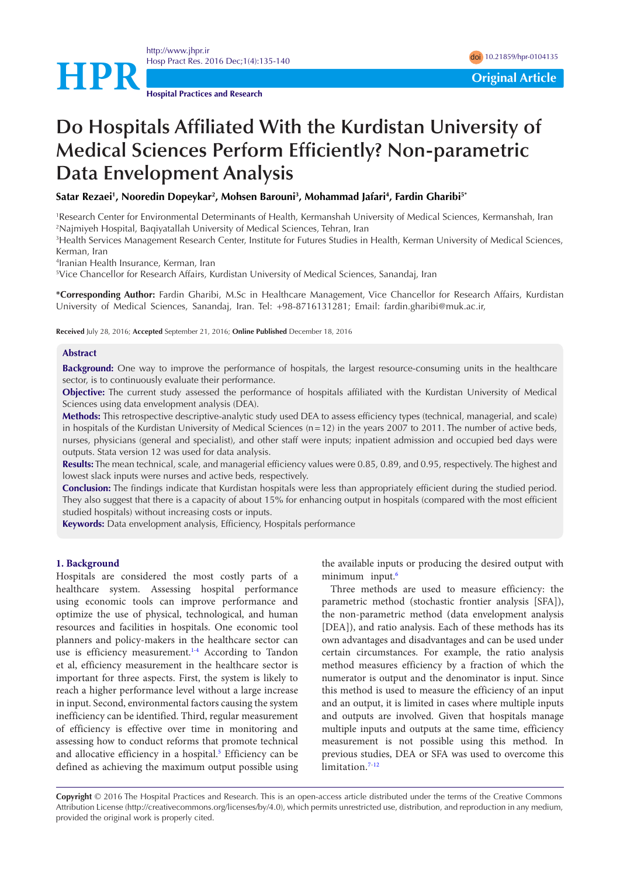Original Article

Hospital Practices and Research

doi 10.21859/hpr-0104135

# Do Hospitals Affiliated With the Kurdistan University of Medical Sciences Perform Efficiently? Non-parametric Data Envelopment Analysis

**Satar Rezaei[1], Nooredin Dopeykar[2], Mohsen Barouni[3], Mohammad Jafari[4], Fardin Gharibi[5*]**

[1]Research Center for Environmental Determinants of Health, Kermanshah University of Medical Sciences, Kermanshah, Iran
[2]Najmiyeh Hospital, Baqiyatallah University of Medical Sciences, Tehran, Iran
[3]Health Services Management Research Center, Institute for Futures Studies in Health, Kerman University of Medical Sciences, Kerman, Iran
[4]Iranian Health Insurance, Kerman, Iran
[5]Vice Chancellor for Research Affairs, Kurdistan University of Medical Sciences, Sanandaj, Iran

**\*Corresponding Author:** Fardin Gharibi, M.Sc in Healthcare Management, Vice Chancellor for Research Affairs, Kurdistan University of Medical Sciences, Sanandaj, Iran. Tel: +98-8716131281; Email: fardin.gharibi@muk.ac.ir,

**Received** July 28, 2016; **Accepted** September 21, 2016; **Online Published** December 18, 2016

## Abstract

**Background:** One way to improve the performance of hospitals, the largest resource-consuming units in the healthcare sector, is to continuously evaluate their performance.

**Objective:** The current study assessed the performance of hospitals affiliated with the Kurdistan University of Medical Sciences using data envelopment analysis (DEA).

**Methods:** This retrospective descriptive-analytic study used DEA to assess efficiency types (technical, managerial, and scale) in hospitals of the Kurdistan University of Medical Sciences (n = 12) in the years 2007 to 2011. The number of active beds, nurses, physicians (general and specialist), and other staff were inputs; inpatient admission and occupied bed days were outputs. Stata version 12 was used for data analysis.

**Results:** The mean technical, scale, and managerial efficiency values were 0.85, 0.89, and 0.95, respectively. The highest and lowest slack inputs were nurses and active beds, respectively.

**Conclusion:** The findings indicate that Kurdistan hospitals were less than appropriately efficient during the studied period. They also suggest that there is a capacity of about 15% for enhancing output in hospitals (compared with the most efficient studied hospitals) without increasing costs or inputs.

**Keywords:** Data envelopment analysis, Efficiency, Hospitals performance

## 1. Background

Hospitals are considered the most costly parts of a healthcare system. Assessing hospital performance using economic tools can improve performance and optimize the use of physical, technological, and human resources and facilities in hospitals. One economic tool planners and policy-makers in the healthcare sector can use is efficiency measurement.[1-4] According to Tandon et al, efficiency measurement in the healthcare sector is important for three aspects. First, the system is likely to reach a higher performance level without a large increase in input. Second, environmental factors causing the system inefficiency can be identified. Third, regular measurement of efficiency is effective over time in monitoring and assessing how to conduct reforms that promote technical and allocative efficiency in a hospital.[5] Efficiency can be defined as achieving the maximum output possible using the available inputs or producing the desired output with minimum input.[6]

Three methods are used to measure efficiency: the parametric method (stochastic frontier analysis [SFA]), the non-parametric method (data envelopment analysis [DEA]), and ratio analysis. Each of these methods has its own advantages and disadvantages and can be used under certain circumstances. For example, the ratio analysis method measures efficiency by a fraction of which the numerator is output and the denominator is input. Since this method is used to measure the efficiency of an input and an output, it is limited in cases where multiple inputs and outputs are involved. Given that hospitals manage multiple inputs and outputs at the same time, efficiency measurement is not possible using this method. In previous studies, DEA or SFA was used to overcome this limitation.[7-12]

**Copyright** © 2016 The Hospital Practices and Research. This is an open-access article distributed under the terms of the Creative Commons Attribution License (http://creativecommons.org/licenses/by/4.0), which permits unrestricted use, distribution, and reproduction in any medium, provided the original work is properly cited.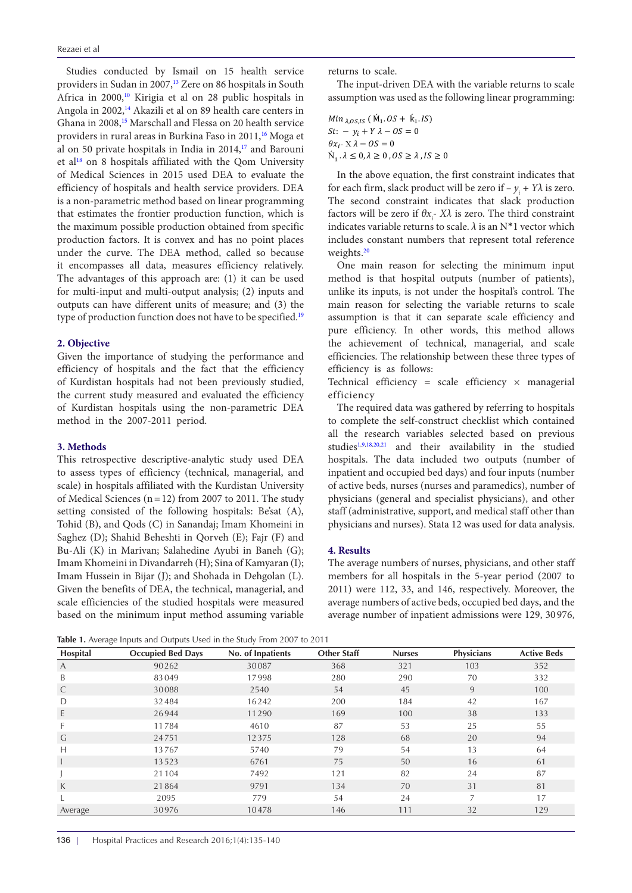Studies conducted by Ismail on 15 health service providers in Sudan in 2007,[13] Zere on 86 hospitals in South Africa in 2000,[10] Kirigia et al on 28 public hospitals in Angola in 2002,[14] Akazili et al on 89 health care centers in Ghana in 2008,[15] Marschall and Flessa on 20 health service providers in rural areas in Burkina Faso in 2011,[16] Moga et al on 50 private hospitals in India in 2014,[17] and Barouni et al[18] on 8 hospitals affiliated with the Qom University of Medical Sciences in 2015 used DEA to evaluate the efficiency of hospitals and health service providers. DEA is a non-parametric method based on linear programming that estimates the frontier production function, which is the maximum possible production obtained from specific production factors. It is convex and has no point places under the curve. The DEA method, called so because it encompasses all data, measures efficiency relatively. The advantages of this approach are: (1) it can be used for multi-input and multi-output analysis; (2) inputs and outputs can have different units of measure; and (3) the type of production function does not have to be specified.[19]

## 2. Objective

Given the importance of studying the performance and efficiency of hospitals and the fact that the efficiency of Kurdistan hospitals had not been previously studied, the current study measured and evaluated the efficiency of Kurdistan hospitals using the non-parametric DEA method in the 2007-2011 period.

## 3. Methods

This retrospective descriptive-analytic study used DEA to assess types of efficiency (technical, managerial, and scale) in hospitals affiliated with the Kurdistan University of Medical Sciences (n = 12) from 2007 to 2011. The study setting consisted of the following hospitals: Be'sat (A), Tohid (B), and Qods (C) in Sanandaj; Imam Khomeini in Saghez (D); Shahid Beheshti in Qorveh (E); Fajr (F) and Bu-Ali (K) in Marivan; Salahedine Ayubi in Baneh (G); Imam Khomeini in Divandarreh (H); Sina of Kamyaran (I); Imam Hussein in Bijar (J); and Shohada in Dehgolan (L). Given the benefits of DEA, the technical, managerial, and scale efficiencies of the studied hospitals were measured based on the minimum input method assuming variable returns to scale.

The input-driven DEA with the variable returns to scale assumption was used as the following linear programming:

$$Min_{\lambda,OS,IS}\ (\acute{M}_1.OS + \acute{K}_1.IS)$$
$$St:\ -y_i + Y\lambda - OS = 0$$
$$\theta x_i - X\lambda - OS = 0$$
$$\acute{N}_1.\lambda \leq 0, \lambda \geq 0, OS \geq \lambda, IS \geq 0$$

In the above equation, the first constraint indicates that for each firm, slack product will be zero if $-y_i + Y\lambda$ is zero. The second constraint indicates that slack production factors will be zero if $\theta x_i - X\lambda$ is zero. The third constraint indicates variable returns to scale. $\lambda$ is an N*1 vector which includes constant numbers that represent total reference weights.[20]

One main reason for selecting the minimum input method is that hospital outputs (number of patients), unlike its inputs, is not under the hospital's control. The main reason for selecting the variable returns to scale assumption is that it can separate scale efficiency and pure efficiency. In other words, this method allows the achievement of technical, managerial, and scale efficiencies. The relationship between these three types of efficiency is as follows:

Technical efficiency = scale efficiency × managerial efficiency

The required data was gathered by referring to hospitals to complete the self-construct checklist which contained all the research variables selected based on previous studies[1,9,18,20,21] and their availability in the studied hospitals. The data included two outputs (number of inpatient and occupied bed days) and four inputs (number of active beds, nurses (nurses and paramedics), number of physicians (general and specialist physicians), and other staff (administrative, support, and medical staff other than physicians and nurses). Stata 12 was used for data analysis.

## 4. Results

The average numbers of nurses, physicians, and other staff members for all hospitals in the 5-year period (2007 to 2011) were 112, 33, and 146, respectively. Moreover, the average numbers of active beds, occupied bed days, and the average number of inpatient admissions were 129, 30 976,

**Table 1.** Average Inputs and Outputs Used in the Study From 2007 to 2011

| Hospital | Occupied Bed Days | No. of Inpatients | Other Staff | Nurses | Physicians | Active Beds |
|---|---|---|---|---|---|---|
| A | 90262 | 30087 | 368 | 321 | 103 | 352 |
| B | 83049 | 17998 | 280 | 290 | 70 | 332 |
| C | 30088 | 2540 | 54 | 45 | 9 | 100 |
| D | 32484 | 16242 | 200 | 184 | 42 | 167 |
| E | 26944 | 11290 | 169 | 100 | 38 | 133 |
| F | 11784 | 4610 | 87 | 53 | 25 | 55 |
| G | 24751 | 12375 | 128 | 68 | 20 | 94 |
| H | 13767 | 5740 | 79 | 54 | 13 | 64 |
| I | 13523 | 6761 | 75 | 50 | 16 | 61 |
| J | 21104 | 7492 | 121 | 82 | 24 | 87 |
| K | 21864 | 9791 | 134 | 70 | 31 | 81 |
| L | 2095 | 779 | 54 | 24 | 7 | 17 |
| Average | 30976 | 10478 | 146 | 111 | 32 | 129 |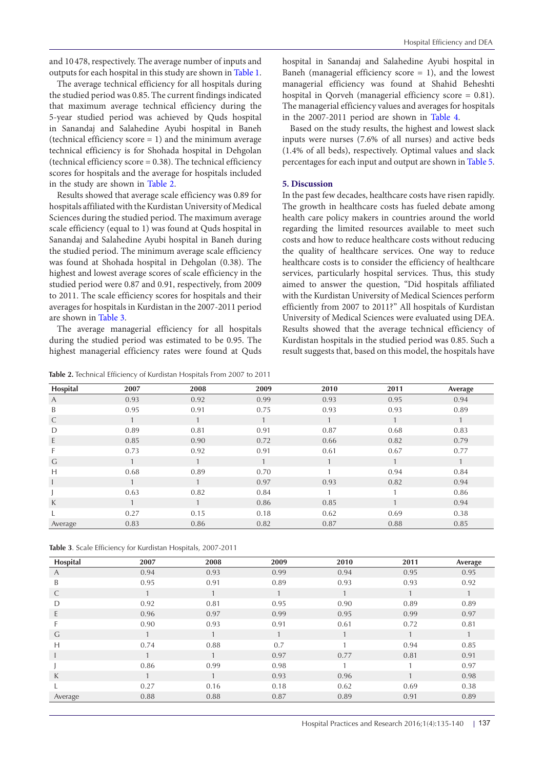and 10478, respectively. The average number of inputs and outputs for each hospital in this study are shown in Table 1.

The average technical efficiency for all hospitals during the studied period was 0.85. The current findings indicated that maximum average technical efficiency during the 5-year studied period was achieved by Quds hospital in Sanandaj and Salahedine Ayubi hospital in Baneh (technical efficiency score = 1) and the minimum average technical efficiency is for Shohada hospital in Dehgolan (technical efficiency score = 0.38). The technical efficiency scores for hospitals and the average for hospitals included in the study are shown in Table 2.

Results showed that average scale efficiency was 0.89 for hospitals affiliated with the Kurdistan University of Medical Sciences during the studied period. The maximum average scale efficiency (equal to 1) was found at Quds hospital in Sanandaj and Salahedine Ayubi hospital in Baneh during the studied period. The minimum average scale efficiency was found at Shohada hospital in Dehgolan (0.38). The highest and lowest average scores of scale efficiency in the studied period were 0.87 and 0.91, respectively, from 2009 to 2011. The scale efficiency scores for hospitals and their averages for hospitals in Kurdistan in the 2007-2011 period are shown in Table 3.

The average managerial efficiency for all hospitals during the studied period was estimated to be 0.95. The highest managerial efficiency rates were found at Quds hospital in Sanandaj and Salahedine Ayubi hospital in Baneh (managerial efficiency score = 1), and the lowest managerial efficiency was found at Shahid Beheshti hospital in Qorveh (managerial efficiency score = 0.81). The managerial efficiency values and averages for hospitals in the 2007-2011 period are shown in Table 4.

Based on the study results, the highest and lowest slack inputs were nurses (7.6% of all nurses) and active beds (1.4% of all beds), respectively. Optimal values and slack percentages for each input and output are shown in Table 5.

## 5. Discussion

In the past few decades, healthcare costs have risen rapidly. The growth in healthcare costs has fueled debate among health care policy makers in countries around the world regarding the limited resources available to meet such costs and how to reduce healthcare costs without reducing the quality of healthcare services. One way to reduce healthcare costs is to consider the efficiency of healthcare services, particularly hospital services. Thus, this study aimed to answer the question, "Did hospitals affiliated with the Kurdistan University of Medical Sciences perform efficiently from 2007 to 2011?" All hospitals of Kurdistan University of Medical Sciences were evaluated using DEA. Results showed that the average technical efficiency of Kurdistan hospitals in the studied period was 0.85. Such a result suggests that, based on this model, the hospitals have

**Table 2.** Technical Efficiency of Kurdistan Hospitals From 2007 to 2011

| Hospital | 2007 | 2008 | 2009 | 2010 | 2011 | Average |
|---|---|---|---|---|---|---|
| A | 0.93 | 0.92 | 0.99 | 0.93 | 0.95 | 0.94 |
| B | 0.95 | 0.91 | 0.75 | 0.93 | 0.93 | 0.89 |
| C | 1 | 1 | 1 | 1 | 1 | 1 |
| D | 0.89 | 0.81 | 0.91 | 0.87 | 0.68 | 0.83 |
| E | 0.85 | 0.90 | 0.72 | 0.66 | 0.82 | 0.79 |
| F | 0.73 | 0.92 | 0.91 | 0.61 | 0.67 | 0.77 |
| G | 1 | 1 | 1 | 1 | 1 | 1 |
| H | 0.68 | 0.89 | 0.70 | 1 | 0.94 | 0.84 |
| I | 1 | 1 | 0.97 | 0.93 | 0.82 | 0.94 |
| J | 0.63 | 0.82 | 0.84 | 1 | 1 | 0.86 |
| K | 1 | 1 | 0.86 | 0.85 | 1 | 0.94 |
| L | 0.27 | 0.15 | 0.18 | 0.62 | 0.69 | 0.38 |
| Average | 0.83 | 0.86 | 0.82 | 0.87 | 0.88 | 0.85 |

**Table 3**. Scale Efficiency for Kurdistan Hospitals, 2007-2011

| Hospital | 2007 | 2008 | 2009 | 2010 | 2011 | Average |
|---|---|---|---|---|---|---|
| A | 0.94 | 0.93 | 0.99 | 0.94 | 0.95 | 0.95 |
| B | 0.95 | 0.91 | 0.89 | 0.93 | 0.93 | 0.92 |
| C | 1 | 1 | 1 | 1 | 1 | 1 |
| D | 0.92 | 0.81 | 0.95 | 0.90 | 0.89 | 0.89 |
| E | 0.96 | 0.97 | 0.99 | 0.95 | 0.99 | 0.97 |
| F | 0.90 | 0.93 | 0.91 | 0.61 | 0.72 | 0.81 |
| G | 1 | 1 | 1 | 1 | 1 | 1 |
| H | 0.74 | 0.88 | 0.7 | 1 | 0.94 | 0.85 |
| I | 1 | 1 | 0.97 | 0.77 | 0.81 | 0.91 |
| J | 0.86 | 0.99 | 0.98 | 1 | 1 | 0.97 |
| K | 1 | 1 | 0.93 | 0.96 | 1 | 0.98 |
| L | 0.27 | 0.16 | 0.18 | 0.62 | 0.69 | 0.38 |
| Average | 0.88 | 0.88 | 0.87 | 0.89 | 0.91 | 0.89 |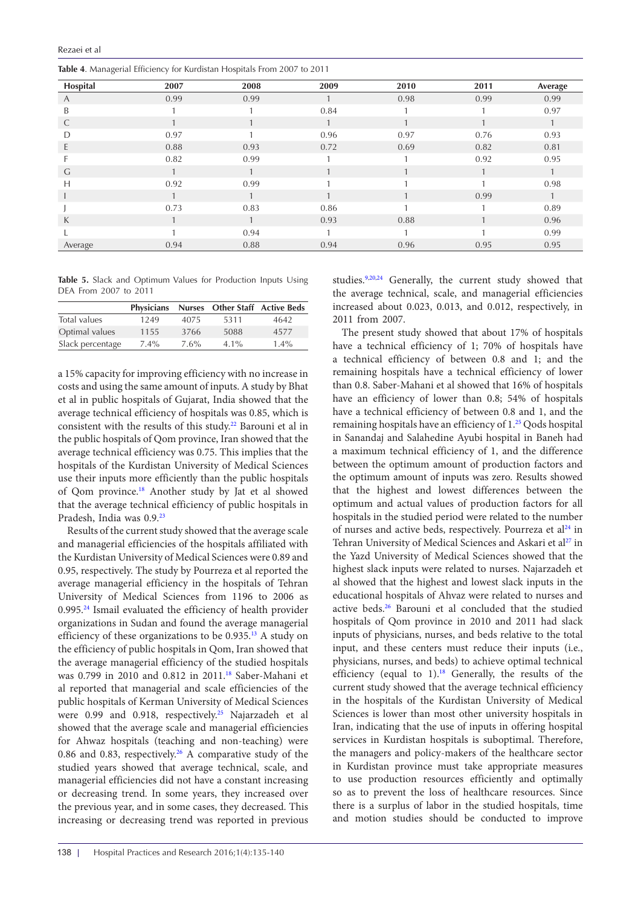**Table 4.** Managerial Efficiency for Kurdistan Hospitals From 2007 to 2011

| Hospital | 2007 | 2008 | 2009 | 2010 | 2011 | Average |
|---|---|---|---|---|---|---|
| A | 0.99 | 0.99 | 1 | 0.98 | 0.99 | 0.99 |
| B | 1 | 1 | 0.84 | 1 | 1 | 0.97 |
| C | 1 | 1 | 1 | 1 | 1 | 1 |
| D | 0.97 | 1 | 0.96 | 0.97 | 0.76 | 0.93 |
| E | 0.88 | 0.93 | 0.72 | 0.69 | 0.82 | 0.81 |
| F | 0.82 | 0.99 | 1 | 1 | 0.92 | 0.95 |
| G | 1 | 1 | 1 | 1 | 1 | 1 |
| H | 0.92 | 0.99 | 1 | 1 | 1 | 0.98 |
| I | 1 | 1 | 1 | 1 | 0.99 | 1 |
| J | 0.73 | 0.83 | 0.86 | 1 | 1 | 0.89 |
| K | 1 | 1 | 0.93 | 0.88 | 1 | 0.96 |
| L | 1 | 0.94 | 1 | 1 | 1 | 0.99 |
| Average | 0.94 | 0.88 | 0.94 | 0.96 | 0.95 | 0.95 |

**Table 5.** Slack and Optimum Values for Production Inputs Using DEA From 2007 to 2011

| | Physicians | Nurses | Other Staff | Active Beds |
|---|---|---|---|---|
| Total values | 1249 | 4075 | 5311 | 4642 |
| Optimal values | 1155 | 3766 | 5088 | 4577 |
| Slack percentage | 7.4% | 7.6% | 4.1% | 1.4% |

a 15% capacity for improving efficiency with no increase in costs and using the same amount of inputs. A study by Bhat et al in public hospitals of Gujarat, India showed that the average technical efficiency of hospitals was 0.85, which is consistent with the results of this study.[22] Barouni et al in the public hospitals of Qom province, Iran showed that the average technical efficiency was 0.75. This implies that the hospitals of the Kurdistan University of Medical Sciences use their inputs more efficiently than the public hospitals of Qom province.[18] Another study by Jat et al showed that the average technical efficiency of public hospitals in Pradesh, India was 0.9.[23]

Results of the current study showed that the average scale and managerial efficiencies of the hospitals affiliated with the Kurdistan University of Medical Sciences were 0.89 and 0.95, respectively. The study by Pourreza et al reported the average managerial efficiency in the hospitals of Tehran University of Medical Sciences from 1196 to 2006 as 0.995.[24] Ismail evaluated the efficiency of health provider organizations in Sudan and found the average managerial efficiency of these organizations to be 0.935.[13] A study on the efficiency of public hospitals in Qom, Iran showed that the average managerial efficiency of the studied hospitals was 0.799 in 2010 and 0.812 in 2011.[18] Saber-Mahani et al reported that managerial and scale efficiencies of the public hospitals of Kerman University of Medical Sciences were 0.99 and 0.918, respectively.[25] Najarzadeh et al showed that the average scale and managerial efficiencies for Ahwaz hospitals (teaching and non-teaching) were 0.86 and 0.83, respectively.[26] A comparative study of the studied years showed that average technical, scale, and managerial efficiencies did not have a constant increasing or decreasing trend. In some years, they increased over the previous year, and in some cases, they decreased. This increasing or decreasing trend was reported in previous studies.[9,20,24] Generally, the current study showed that the average technical, scale, and managerial efficiencies increased about 0.023, 0.013, and 0.012, respectively, in 2011 from 2007.

The present study showed that about 17% of hospitals have a technical efficiency of 1; 70% of hospitals have a technical efficiency of between 0.8 and 1; and the remaining hospitals have a technical efficiency of lower than 0.8. Saber-Mahani et al showed that 16% of hospitals have an efficiency of lower than 0.8; 54% of hospitals have a technical efficiency of between 0.8 and 1, and the remaining hospitals have an efficiency of 1.[25] Qods hospital in Sanandaj and Salahedine Ayubi hospital in Baneh had a maximum technical efficiency of 1, and the difference between the optimum amount of production factors and the optimum amount of inputs was zero. Results showed that the highest and lowest differences between the optimum and actual values of production factors for all hospitals in the studied period were related to the number of nurses and active beds, respectively. Pourreza et al[24] in Tehran University of Medical Sciences and Askari et al[27] in the Yazd University of Medical Sciences showed that the highest slack inputs were related to nurses. Najarzadeh et al showed that the highest and lowest slack inputs in the educational hospitals of Ahvaz were related to nurses and active beds.[26] Barouni et al concluded that the studied hospitals of Qom province in 2010 and 2011 had slack inputs of physicians, nurses, and beds relative to the total input, and these centers must reduce their inputs (i.e., physicians, nurses, and beds) to achieve optimal technical efficiency (equal to 1).[18] Generally, the results of the current study showed that the average technical efficiency in the hospitals of the Kurdistan University of Medical Sciences is lower than most other university hospitals in Iran, indicating that the use of inputs in offering hospital services in Kurdistan hospitals is suboptimal. Therefore, the managers and policy-makers of the healthcare sector in Kurdistan province must take appropriate measures to use production resources efficiently and optimally so as to prevent the loss of healthcare resources. Since there is a surplus of labor in the studied hospitals, time and motion studies should be conducted to improve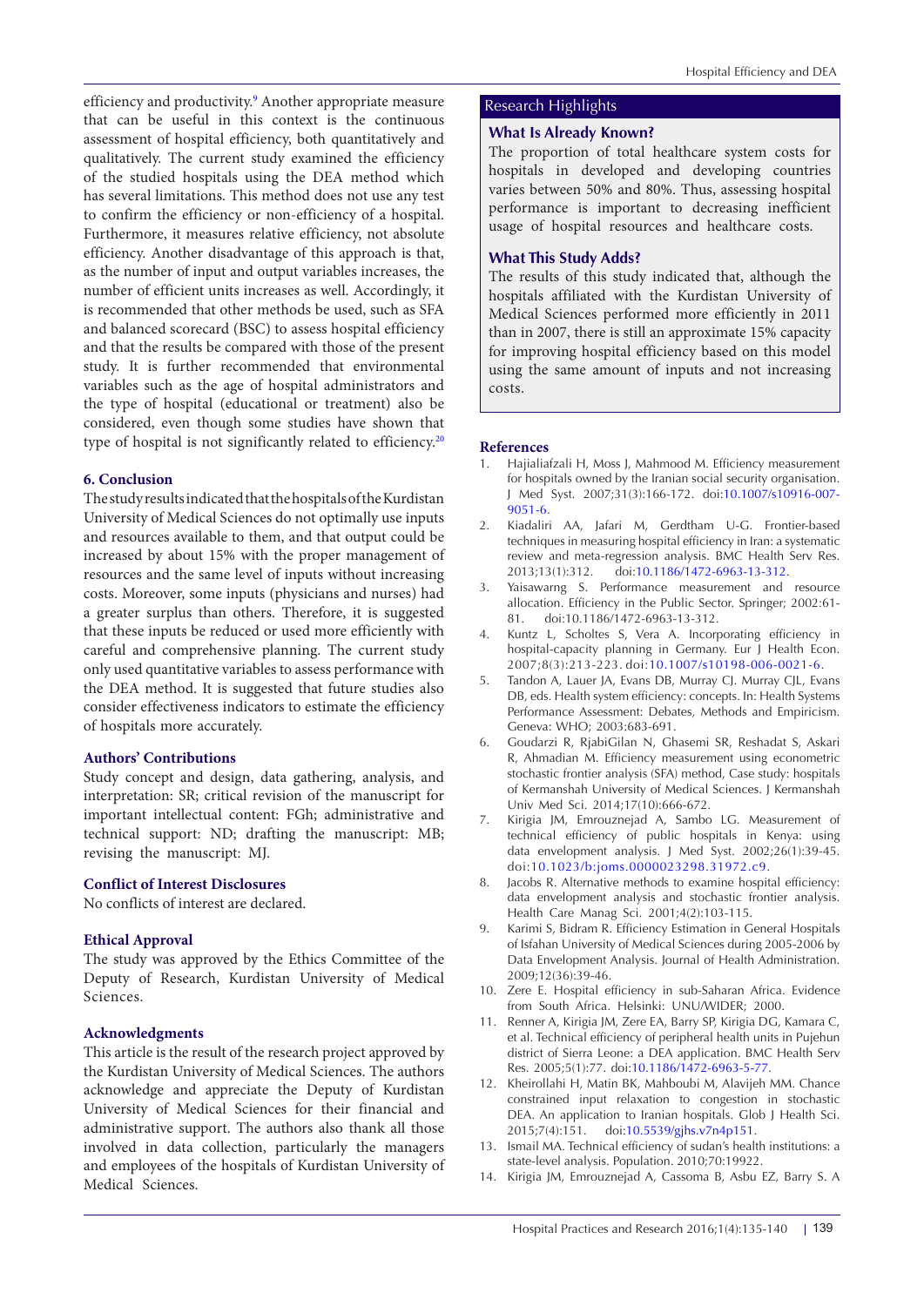efficiency and productivity.[9] Another appropriate measure that can be useful in this context is the continuous assessment of hospital efficiency, both quantitatively and qualitatively. The current study examined the efficiency of the studied hospitals using the DEA method which has several limitations. This method does not use any test to confirm the efficiency or non-efficiency of a hospital. Furthermore, it measures relative efficiency, not absolute efficiency. Another disadvantage of this approach is that, as the number of input and output variables increases, the number of efficient units increases as well. Accordingly, it is recommended that other methods be used, such as SFA and balanced scorecard (BSC) to assess hospital efficiency and that the results be compared with those of the present study. It is further recommended that environmental variables such as the age of hospital administrators and the type of hospital (educational or treatment) also be considered, even though some studies have shown that type of hospital is not significantly related to efficiency.[20]

## 6. Conclusion

The study results indicated that the hospitals of the Kurdistan University of Medical Sciences did not optimally use inputs and resources available to them, and that output could be increased by about 15% with the proper management of resources and the same level of inputs without increasing costs. Moreover, some inputs (physicians and nurses) had a greater surplus than others. Therefore, it is suggested that these inputs be reduced or used more efficiently with careful and comprehensive planning. The current study only used quantitative variables to assess performance with the DEA method. It is suggested that future studies also consider effectiveness indicators to estimate the efficiency of hospitals more accurately.

## Authors' Contributions

Study concept and design, data gathering, analysis, and interpretation: SR; critical revision of the manuscript for important intellectual content: FGh; administrative and technical support: ND; drafting the manuscript: MB; revising the manuscript: MJ.

## Conflict of Interest Disclosures

No conflicts of interest are declared.

## Ethical Approval

The study was approved by the Ethics Committee of the Deputy of Research, Kurdistan University of Medical Sciences.

## Acknowledgments

This article is the result of the research project approved by the Kurdistan University of Medical Sciences. The authors acknowledge and appreciate the Deputy of Kurdistan University of Medical Sciences for their financial and administrative support. The authors also thank all those involved in data collection, particularly the managers and employees of the hospitals of Kurdistan University of Medical Sciences.

## Research Highlights

### What Is Already Known?

The proportion of total healthcare system costs for hospitals in developed and developing countries varies between 50% and 80%. Thus, assessing hospital performance is important to decreasing inefficient usage of hospital resources and healthcare costs.

### What This Study Adds?

The results of this study indicated that, although the hospitals affiliated with the Kurdistan University of Medical Sciences performed more efficiently in 2011 than in 2007, there is still an approximate 15% capacity for improving hospital efficiency based on this model using the same amount of inputs and not increasing costs.

## References

1. Hajialiafzali H, Moss J, Mahmood M. Efficiency measurement for hospitals owned by the Iranian social security organisation. J Med Syst. 2007;31(3):166-172. doi:10.1007/s10916-007-9051-6.
2. Kiadaliri AA, Jafari M, Gerdtham U-G. Frontier-based techniques in measuring hospital efficiency in Iran: a systematic review and meta-regression analysis. BMC Health Serv Res. 2013;13(1):312. doi:10.1186/1472-6963-13-312.
3. Yaisawarng S. Performance measurement and resource allocation. Efficiency in the Public Sector. Springer; 2002:61-81. doi:10.1186/1472-6963-13-312.
4. Kuntz L, Scholtes S, Vera A. Incorporating efficiency in hospital-capacity planning in Germany. Eur J Health Econ. 2007;8(3):213-223. doi:10.1007/s10198-006-0021-6.
5. Tandon A, Lauer JA, Evans DB, Murray CJ. Murray CJL, Evans DB, eds. Health system efficiency: concepts. In: Health Systems Performance Assessment: Debates, Methods and Empiricism. Geneva: WHO; 2003:683-691.
6. Goudarzi R, RjabiGilan N, Ghasemi SR, Reshadat S, Askari R, Ahmadian M. Efficiency measurement using econometric stochastic frontier analysis (SFA) method, Case study: hospitals of Kermanshah University of Medical Sciences. J Kermanshah Univ Med Sci. 2014;17(10):666-672.
7. Kirigia JM, Emrouznejad A, Sambo LG. Measurement of technical efficiency of public hospitals in Kenya: using data envelopment analysis. J Med Syst. 2002;26(1):39-45. doi:10.1023/b:joms.0000023298.31972.c9.
8. Jacobs R. Alternative methods to examine hospital efficiency: data envelopment analysis and stochastic frontier analysis. Health Care Manag Sci. 2001;4(2):103-115.
9. Karimi S, Bidram R. Efficiency Estimation in General Hospitals of Isfahan University of Medical Sciences during 2005-2006 by Data Envelopment Analysis. Journal of Health Administration. 2009;12(36):39-46.
10. Zere E. Hospital efficiency in sub-Saharan Africa. Evidence from South Africa. Helsinki: UNU/WIDER; 2000.
11. Renner A, Kirigia JM, Zere EA, Barry SP, Kirigia DG, Kamara C, et al. Technical efficiency of peripheral health units in Pujehun district of Sierra Leone: a DEA application. BMC Health Serv Res. 2005;5(1):77. doi:10.1186/1472-6963-5-77.
12. Kheirollahi H, Matin BK, Mahboubi M, Alavijeh MM. Chance constrained input relaxation to congestion in stochastic DEA. An application to Iranian hospitals. Glob J Health Sci. 2015;7(4):151. doi:10.5539/gjhs.v7n4p151.
13. Ismail MA. Technical efficiency of sudan's health institutions: a state-level analysis. Population. 2010;70:19922.
14. Kirigia JM, Emrouznejad A, Cassoma B, Asbu EZ, Barry S. A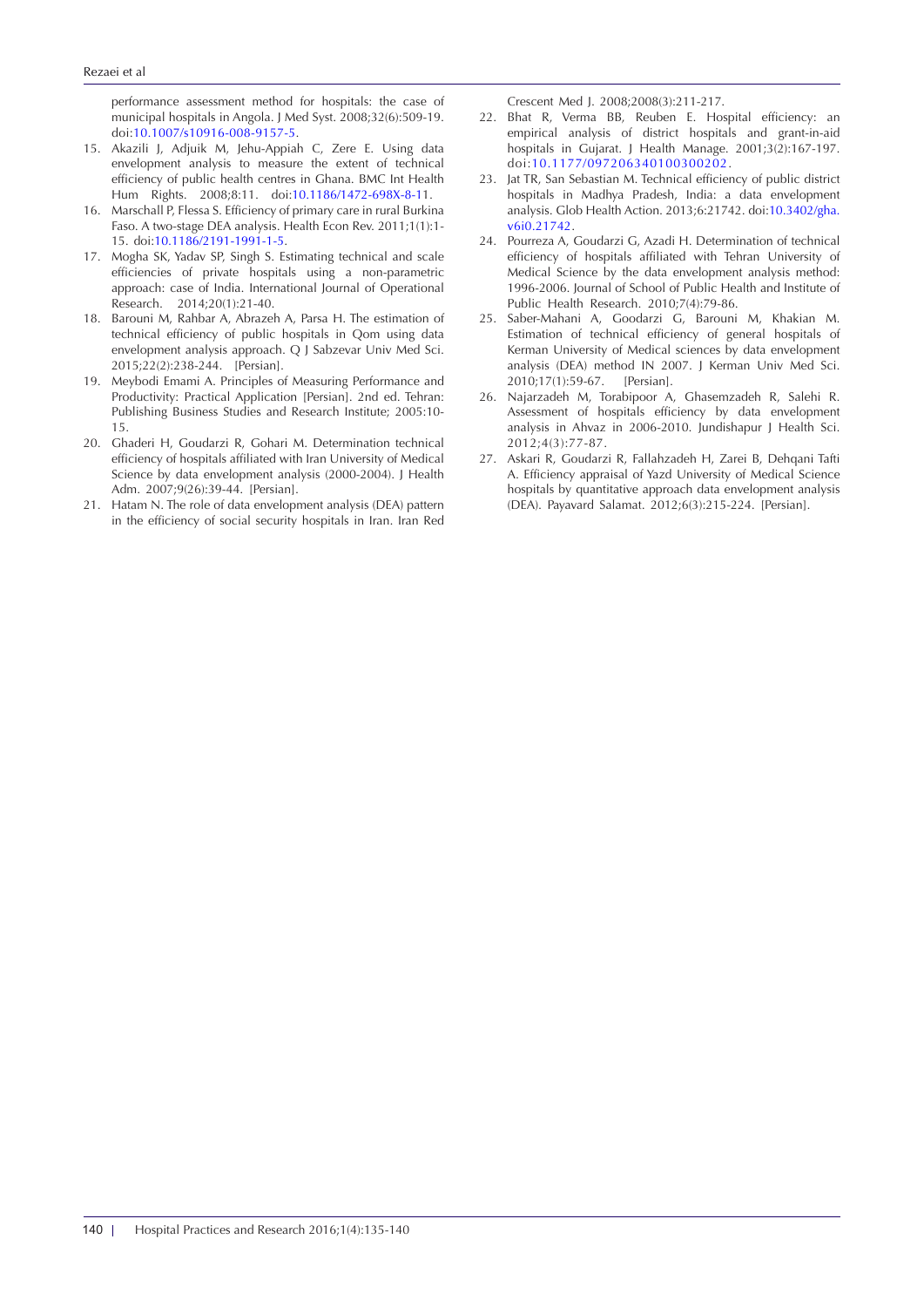performance assessment method for hospitals: the case of municipal hospitals in Angola. J Med Syst. 2008;32(6):509-19. doi:10.1007/s10916-008-9157-5.

15. Akazili J, Adjuik M, Jehu-Appiah C, Zere E. Using data envelopment analysis to measure the extent of technical efficiency of public health centres in Ghana. BMC Int Health Hum Rights. 2008;8:11. doi:10.1186/1472-698X-8-11.
16. Marschall P, Flessa S. Efficiency of primary care in rural Burkina Faso. A two-stage DEA analysis. Health Econ Rev. 2011;1(1):1-15. doi:10.1186/2191-1991-1-5.
17. Mogha SK, Yadav SP, Singh S. Estimating technical and scale efficiencies of private hospitals using a non-parametric approach: case of India. International Journal of Operational Research. 2014;20(1):21-40.
18. Barouni M, Rahbar A, Abrazeh A, Parsa H. The estimation of technical efficiency of public hospitals in Qom using data envelopment analysis approach. Q J Sabzevar Univ Med Sci. 2015;22(2):238-244. [Persian].
19. Meybodi Emami A. Principles of Measuring Performance and Productivity: Practical Application [Persian]. 2nd ed. Tehran: Publishing Business Studies and Research Institute; 2005:10-15.
20. Ghaderi H, Goudarzi R, Gohari M. Determination technical efficiency of hospitals affiliated with Iran University of Medical Science by data envelopment analysis (2000-2004). J Health Adm. 2007;9(26):39-44. [Persian].
21. Hatam N. The role of data envelopment analysis (DEA) pattern in the efficiency of social security hospitals in Iran. Iran Red Crescent Med J. 2008;2008(3):211-217.
22. Bhat R, Verma BB, Reuben E. Hospital efficiency: an empirical analysis of district hospitals and grant-in-aid hospitals in Gujarat. J Health Manage. 2001;3(2):167-197. doi:10.1177/097206340100300202.
23. Jat TR, San Sebastian M. Technical efficiency of public district hospitals in Madhya Pradesh, India: a data envelopment analysis. Glob Health Action. 2013;6:21742. doi:10.3402/gha.v6i0.21742.
24. Pourreza A, Goudarzi G, Azadi H. Determination of technical efficiency of hospitals affiliated with Tehran University of Medical Science by the data envelopment analysis method: 1996-2006. Journal of School of Public Health and Institute of Public Health Research. 2010;7(4):79-86.
25. Saber-Mahani A, Goodarzi G, Barouni M, Khakian M. Estimation of technical efficiency of general hospitals of Kerman University of Medical sciences by data envelopment analysis (DEA) method IN 2007. J Kerman Univ Med Sci. 2010;17(1):59-67. [Persian].
26. Najarzadeh M, Torabipoor A, Ghasemzadeh R, Salehi R. Assessment of hospitals efficiency by data envelopment analysis in Ahvaz in 2006-2010. Jundishapur J Health Sci. 2012;4(3):77-87.
27. Askari R, Goudarzi R, Fallahzadeh H, Zarei B, Dehqani Tafti A. Efficiency appraisal of Yazd University of Medical Science hospitals by quantitative approach data envelopment analysis (DEA). Payavard Salamat. 2012;6(3):215-224. [Persian].